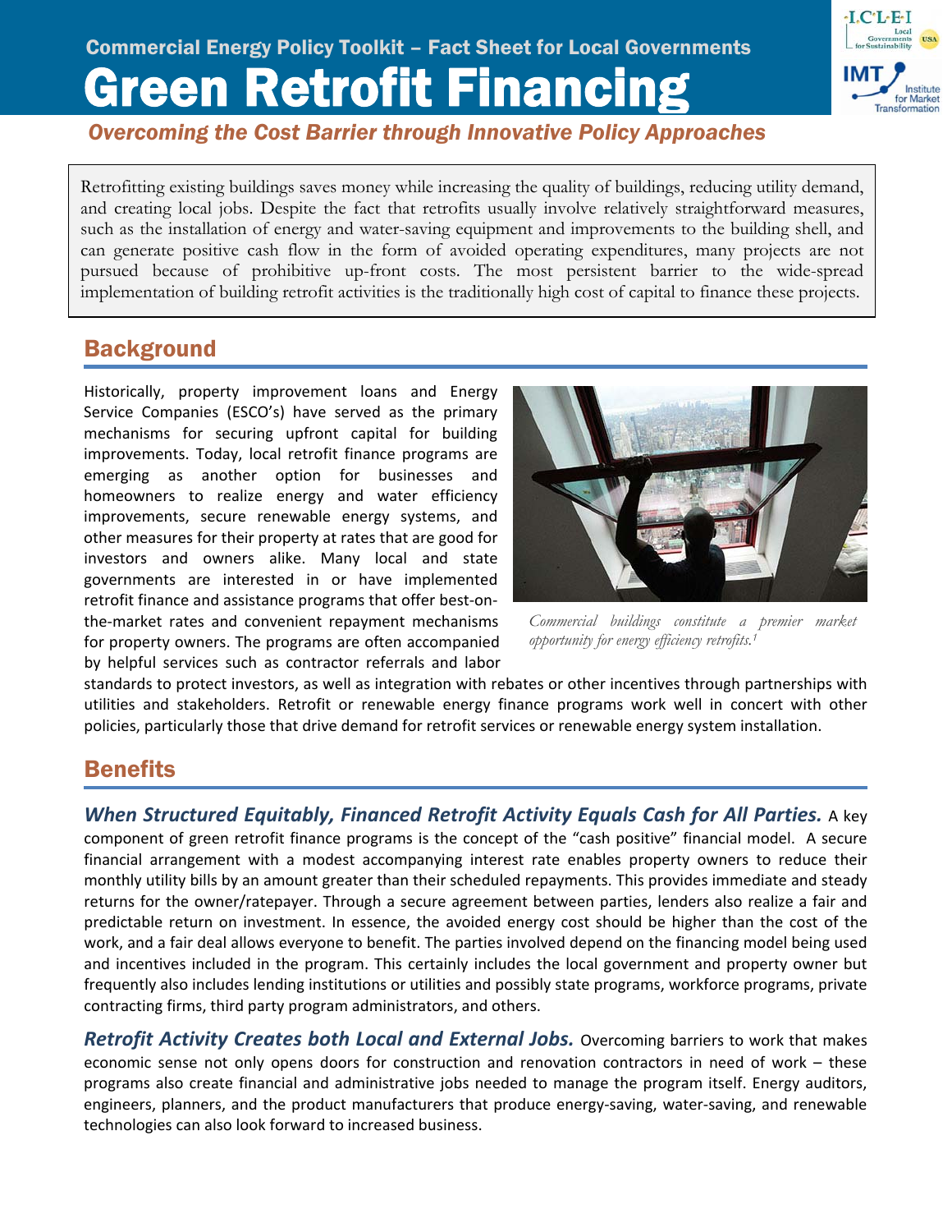Commercial Energy Policy Toolkit – Fact Sheet for Local Governments

# Green Retrofit Financing

*Overcoming the Cost Barrier through Innovative Policy Approaches*

Retrofitting existing buildings saves money while increasing the quality of buildings, reducing utility demand, and creating local jobs. Despite the fact that retrofits usually involve relatively straightforward measures, such as the installation of energy and water-saving equipment and improvements to the building shell, and can generate positive cash flow in the form of avoided operating expenditures, many projects are not pursued because of prohibitive up-front costs. The most persistent barrier to the wide-spread implementation of building retrofit activities is the traditionally high cost of capital to finance these projects.

## Background

Historically, property improvement loans and Energy Service Companies (ESCO's) have served as the primary mechanisms for securing upfront capital for building improvements. Today, local retrofit finance programs are emerging as another option for businesses and homeowners to realize energy and water efficiency improvements, secure renewable energy systems, and other measures for their property at rates that are good for investors and owners alike. Many local and state governments are interested in or have implemented retrofit finance and assistance programs that offer best-on-the-market rates and convenient repayment mechanisms for property owners. The programs are often accompanied by helpful services such as contractor referrals and labor standards to protect investors, as well as integration with rebates or other incentives through partnerships with utilities and stakeholders. Retrofit or renewable energy finance programs work well in concert with other policies, particularly those that drive demand for retrofit services or renewable energy system installation.

*Commercial buildings constitute a premier market opportunity for energy efficiency retrofits.[1]*

## Benefits

***When Structured Equitably, Financed Retrofit Activity Equals Cash for All Parties.*** A key component of green retrofit finance programs is the concept of the "cash positive" financial model. A secure financial arrangement with a modest accompanying interest rate enables property owners to reduce their monthly utility bills by an amount greater than their scheduled repayments. This provides immediate and steady returns for the owner/ratepayer. Through a secure agreement between parties, lenders also realize a fair and predictable return on investment. In essence, the avoided energy cost should be higher than the cost of the work, and a fair deal allows everyone to benefit. The parties involved depend on the financing model being used and incentives included in the program. This certainly includes the local government and property owner but frequently also includes lending institutions or utilities and possibly state programs, workforce programs, private contracting firms, third party program administrators, and others.

***Retrofit Activity Creates both Local and External Jobs.*** Overcoming barriers to work that makes economic sense not only opens doors for construction and renovation contractors in need of work – these programs also create financial and administrative jobs needed to manage the program itself. Energy auditors, engineers, planners, and the product manufacturers that produce energy-saving, water-saving, and renewable technologies can also look forward to increased business.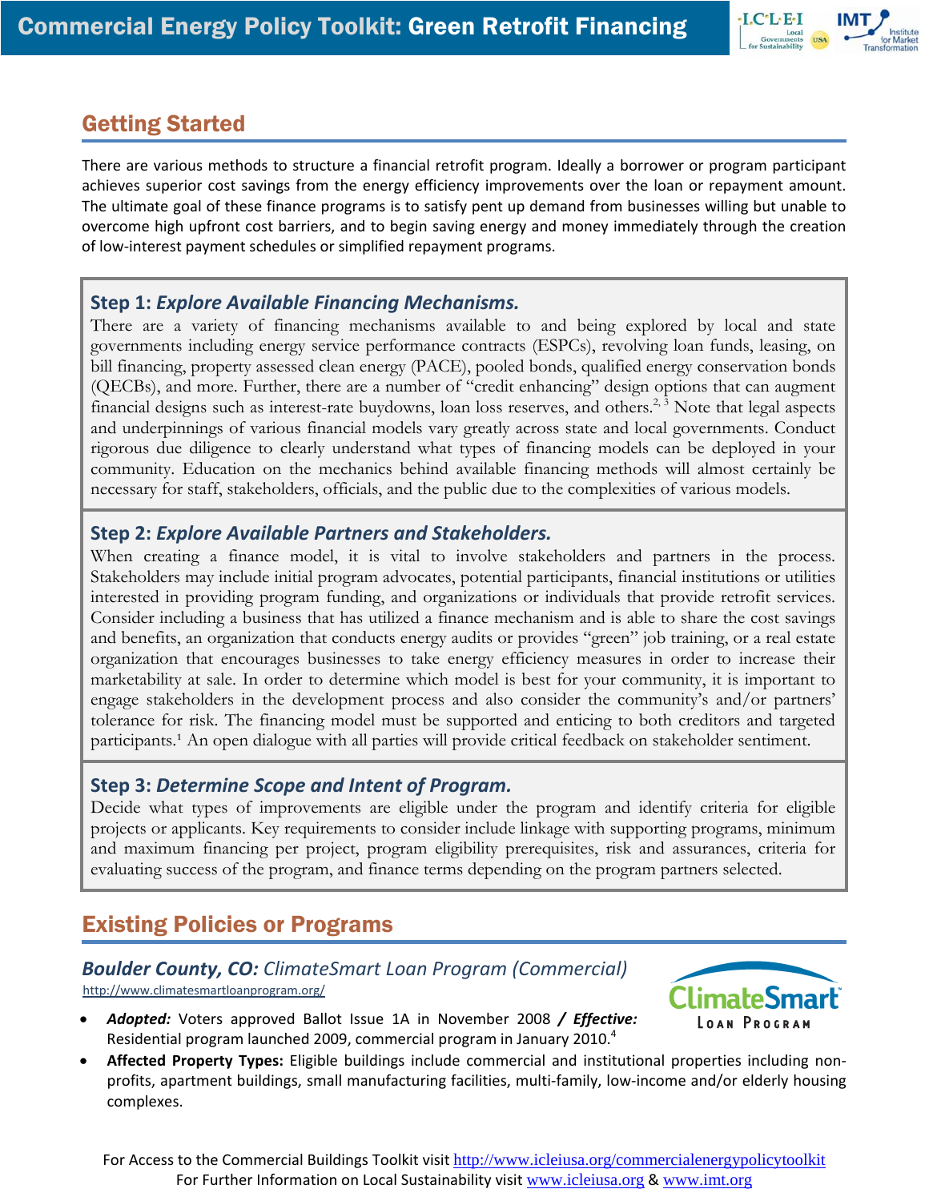## Getting Started

There are various methods to structure a financial retrofit program. Ideally a borrower or program participant achieves superior cost savings from the energy efficiency improvements over the loan or repayment amount. The ultimate goal of these finance programs is to satisfy pent up demand from businesses willing but unable to overcome high upfront cost barriers, and to begin saving energy and money immediately through the creation of low-interest payment schedules or simplified repayment programs.

### Step 1: *Explore Available Financing Mechanisms.*

There are a variety of financing mechanisms available to and being explored by local and state governments including energy service performance contracts (ESPCs), revolving loan funds, leasing, on bill financing, property assessed clean energy (PACE), pooled bonds, qualified energy conservation bonds (QECBs), and more. Further, there are a number of "credit enhancing" design options that can augment financial designs such as interest-rate buydowns, loan loss reserves, and others.[2, 3] Note that legal aspects and underpinnings of various financial models vary greatly across state and local governments. Conduct rigorous due diligence to clearly understand what types of financing models can be deployed in your community. Education on the mechanics behind available financing methods will almost certainly be necessary for staff, stakeholders, officials, and the public due to the complexities of various models.

### Step 2: *Explore Available Partners and Stakeholders.*

When creating a finance model, it is vital to involve stakeholders and partners in the process. Stakeholders may include initial program advocates, potential participants, financial institutions or utilities interested in providing program funding, and organizations or individuals that provide retrofit services. Consider including a business that has utilized a finance mechanism and is able to share the cost savings and benefits, an organization that conducts energy audits or provides "green" job training, or a real estate organization that encourages businesses to take energy efficiency measures in order to increase their marketability at sale. In order to determine which model is best for your community, it is important to engage stakeholders in the development process and also consider the community's and/or partners' tolerance for risk. The financing model must be supported and enticing to both creditors and targeted participants.[1] An open dialogue with all parties will provide critical feedback on stakeholder sentiment.

### Step 3: *Determine Scope and Intent of Program.*

Decide what types of improvements are eligible under the program and identify criteria for eligible projects or applicants. Key requirements to consider include linkage with supporting programs, minimum and maximum financing per project, program eligibility prerequisites, risk and assurances, criteria for evaluating success of the program, and finance terms depending on the program partners selected.

## Existing Policies or Programs

### *Boulder County, CO: ClimateSmart Loan Program (Commercial)*

http://www.climatesmartloanprogram.org/

- ***Adopted:*** Voters approved Ballot Issue 1A in November 2008 ***/ Effective:*** Residential program launched 2009, commercial program in January 2010.[4]
- **Affected Property Types:** Eligible buildings include commercial and institutional properties including non-profits, apartment buildings, small manufacturing facilities, multi-family, low-income and/or elderly housing complexes.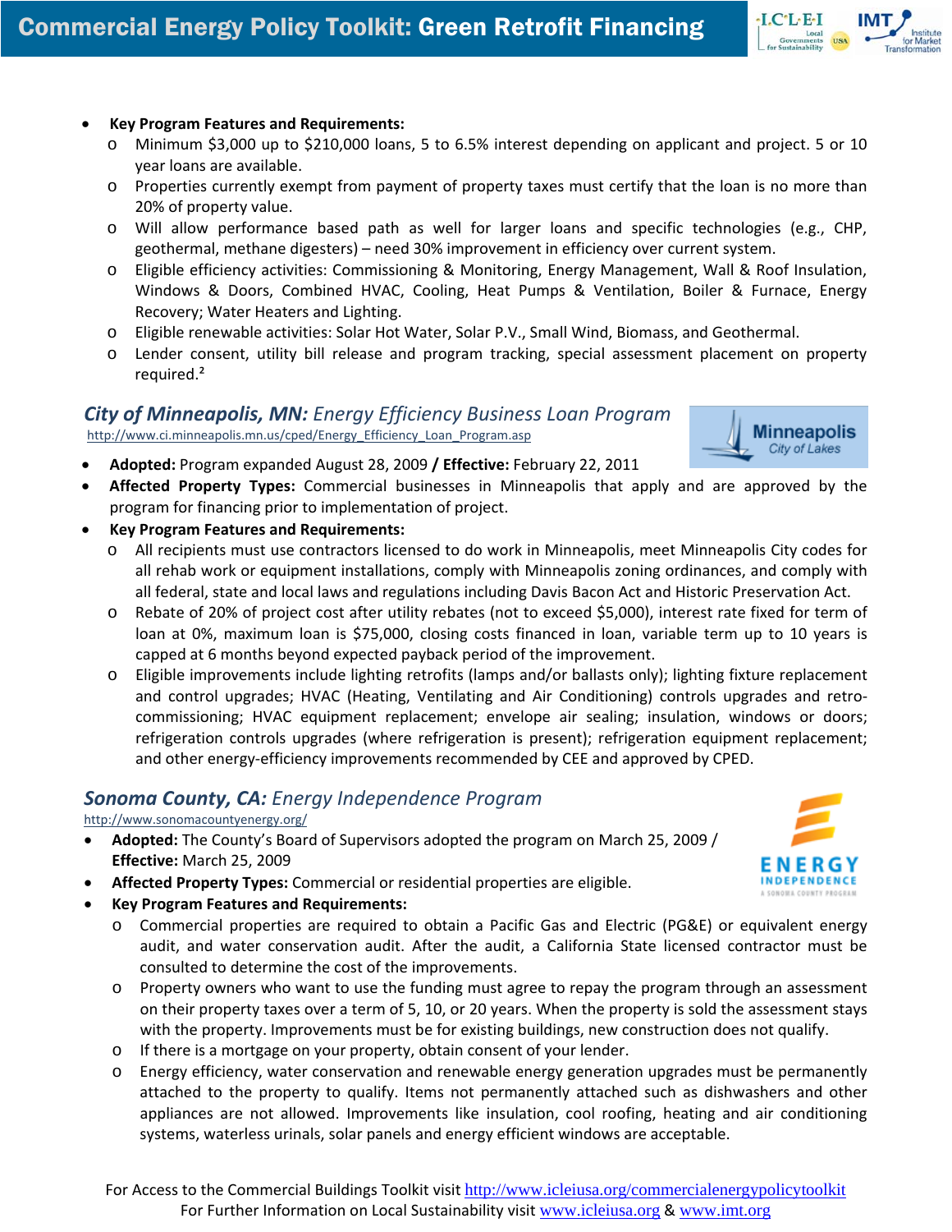- **Key Program Features and Requirements:**
  - Minimum $3,000 up to $210,000 loans, 5 to 6.5% interest depending on applicant and project. 5 or 10 year loans are available.
  - Properties currently exempt from payment of property taxes must certify that the loan is no more than 20% of property value.
  - Will allow performance based path as well for larger loans and specific technologies (e.g., CHP, geothermal, methane digesters) – need 30% improvement in efficiency over current system.
  - Eligible efficiency activities: Commissioning & Monitoring, Energy Management, Wall & Roof Insulation, Windows & Doors, Combined HVAC, Cooling, Heat Pumps & Ventilation, Boiler & Furnace, Energy Recovery; Water Heaters and Lighting.
  - Eligible renewable activities: Solar Hot Water, Solar P.V., Small Wind, Biomass, and Geothermal.
  - Lender consent, utility bill release and program tracking, special assessment placement on property required.[2]

### *City of Minneapolis, MN: Energy Efficiency Business Loan Program*

http://www.ci.minneapolis.mn.us/cped/Energy_Efficiency_Loan_Program.asp

- **Adopted:** Program expanded August 28, 2009 **/ Effective:** February 22, 2011
- **Affected Property Types:** Commercial businesses in Minneapolis that apply and are approved by the program for financing prior to implementation of project.
- **Key Program Features and Requirements:**
  - All recipients must use contractors licensed to do work in Minneapolis, meet Minneapolis City codes for all rehab work or equipment installations, comply with Minneapolis zoning ordinances, and comply with all federal, state and local laws and regulations including Davis Bacon Act and Historic Preservation Act.
  - Rebate of 20% of project cost after utility rebates (not to exceed $5,000), interest rate fixed for term of loan at 0%, maximum loan is $75,000, closing costs financed in loan, variable term up to 10 years is capped at 6 months beyond expected payback period of the improvement.
  - Eligible improvements include lighting retrofits (lamps and/or ballasts only); lighting fixture replacement and control upgrades; HVAC (Heating, Ventilating and Air Conditioning) controls upgrades and retro-commissioning; HVAC equipment replacement; envelope air sealing; insulation, windows or doors; refrigeration controls upgrades (where refrigeration is present); refrigeration equipment replacement; and other energy-efficiency improvements recommended by CEE and approved by CPED.

### *Sonoma County, CA: Energy Independence Program*

http://www.sonomacountyenergy.org/

- **Adopted:** The County's Board of Supervisors adopted the program on March 25, 2009 / **Effective:** March 25, 2009
- **Affected Property Types:** Commercial or residential properties are eligible.
- **Key Program Features and Requirements:**
  - Commercial properties are required to obtain a Pacific Gas and Electric (PG&E) or equivalent energy audit, and water conservation audit. After the audit, a California State licensed contractor must be consulted to determine the cost of the improvements.
  - Property owners who want to use the funding must agree to repay the program through an assessment on their property taxes over a term of 5, 10, or 20 years. When the property is sold the assessment stays with the property. Improvements must be for existing buildings, new construction does not qualify.
  - If there is a mortgage on your property, obtain consent of your lender.
  - Energy efficiency, water conservation and renewable energy generation upgrades must be permanently attached to the property to qualify. Items not permanently attached such as dishwashers and other appliances are not allowed. Improvements like insulation, cool roofing, heating and air conditioning systems, waterless urinals, solar panels and energy efficient windows are acceptable.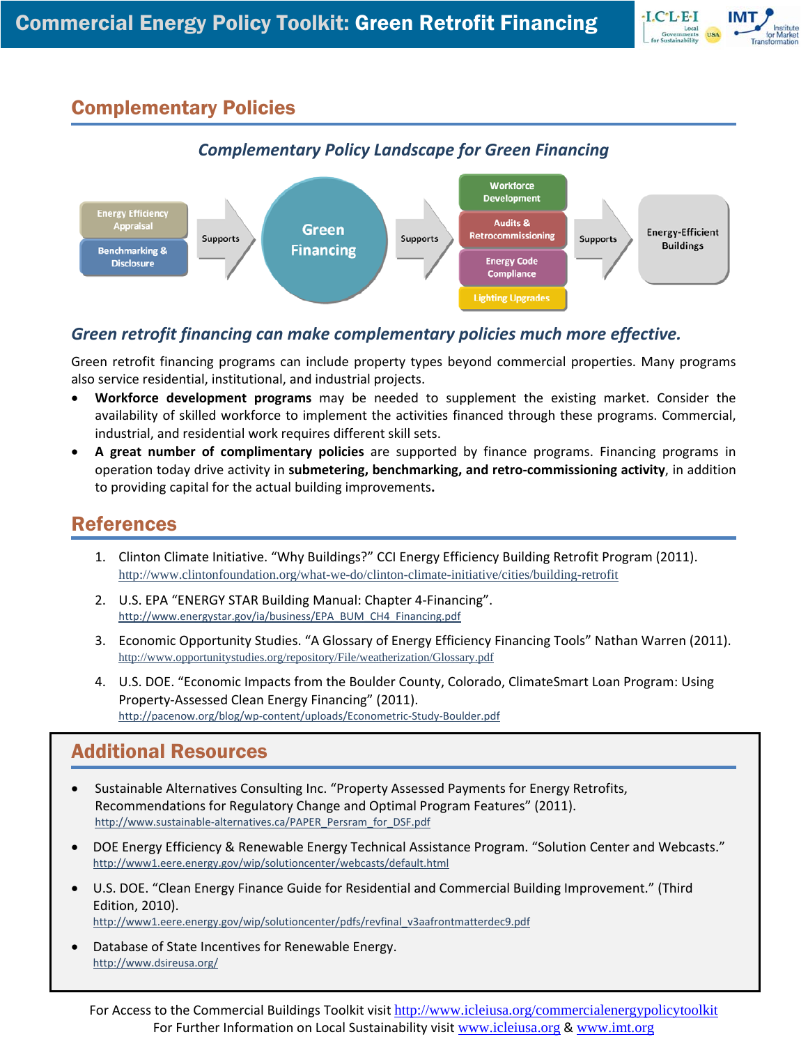## Complementary Policies

*Complementary Policy Landscape for Green Financing*

Energy Efficiency Appraisal

Benchmarking & Disclosure

Supports

Green Financing

Supports

Workforce Development

Audits & Retrocommissioning

Energy Code Compliance

Lighting Upgrades

Supports

Energy-Efficient Buildings

### *Green retrofit financing can make complementary policies much more effective.*

Green retrofit financing programs can include property types beyond commercial properties. Many programs also service residential, institutional, and industrial projects.

- **Workforce development programs** may be needed to supplement the existing market. Consider the availability of skilled workforce to implement the activities financed through these programs. Commercial, industrial, and residential work requires different skill sets.
- **A great number of complimentary policies** are supported by finance programs. Financing programs in operation today drive activity in **submetering, benchmarking, and retro-commissioning activity**, in addition to providing capital for the actual building improvements**.**

## References

1. Clinton Climate Initiative. "Why Buildings?" CCI Energy Efficiency Building Retrofit Program (2011). http://www.clintonfoundation.org/what-we-do/clinton-climate-initiative/cities/building-retrofit
2. U.S. EPA "ENERGY STAR Building Manual: Chapter 4-Financing". http://www.energystar.gov/ia/business/EPA_BUM_CH4_Financing.pdf
3. Economic Opportunity Studies. "A Glossary of Energy Efficiency Financing Tools" Nathan Warren (2011). http://www.opportunitystudies.org/repository/File/weatherization/Glossary.pdf
4. U.S. DOE. "Economic Impacts from the Boulder County, Colorado, ClimateSmart Loan Program: Using Property-Assessed Clean Energy Financing" (2011). http://pacenow.org/blog/wp-content/uploads/Econometric-Study-Boulder.pdf

## Additional Resources

- Sustainable Alternatives Consulting Inc. "Property Assessed Payments for Energy Retrofits, Recommendations for Regulatory Change and Optimal Program Features" (2011). http://www.sustainable-alternatives.ca/PAPER_Persram_for_DSF.pdf
- DOE Energy Efficiency & Renewable Energy Technical Assistance Program. "Solution Center and Webcasts." http://www1.eere.energy.gov/wip/solutioncenter/webcasts/default.html
- U.S. DOE. "Clean Energy Finance Guide for Residential and Commercial Building Improvement." (Third Edition, 2010). http://www1.eere.energy.gov/wip/solutioncenter/pdfs/revfinal_v3aafrontmatterdec9.pdf
- Database of State Incentives for Renewable Energy. http://www.dsireusa.org/

For Access to the Commercial Buildings Toolkit visit http://www.icleiusa.org/commercialenergypolicytoolkit
For Further Information on Local Sustainability visit www.icleiusa.org & www.imt.org